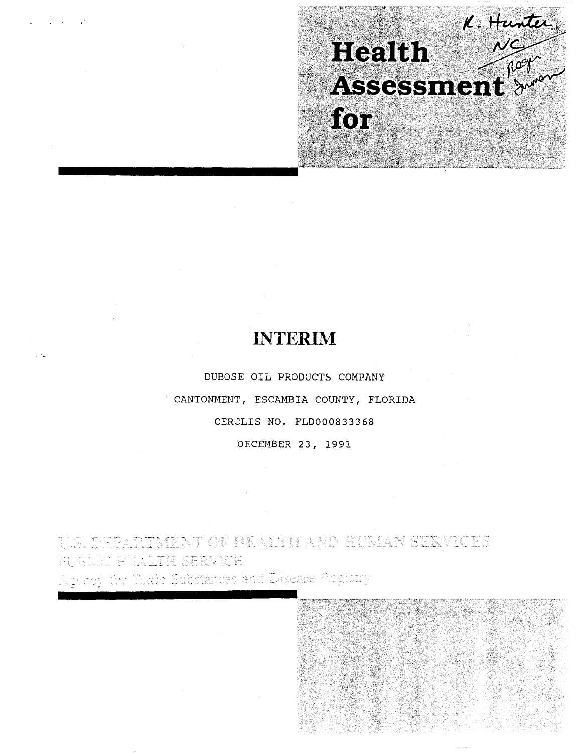# Health Assessment for

K. Hunter
NC
Roger Inman

## INTERIM

DUBOSE OIL PRODUCTS COMPANY

CANTONMENT, ESCAMBIA COUNTY, FLORIDA

CERCLIS NO. FLD000833368

DECEMBER 23, 1991

U.S. DEPARTMENT OF HEALTH AND HUMAN SERVICES
PUBLIC HEALTH SERVICE
Agency for Toxic Substances and Disease Registry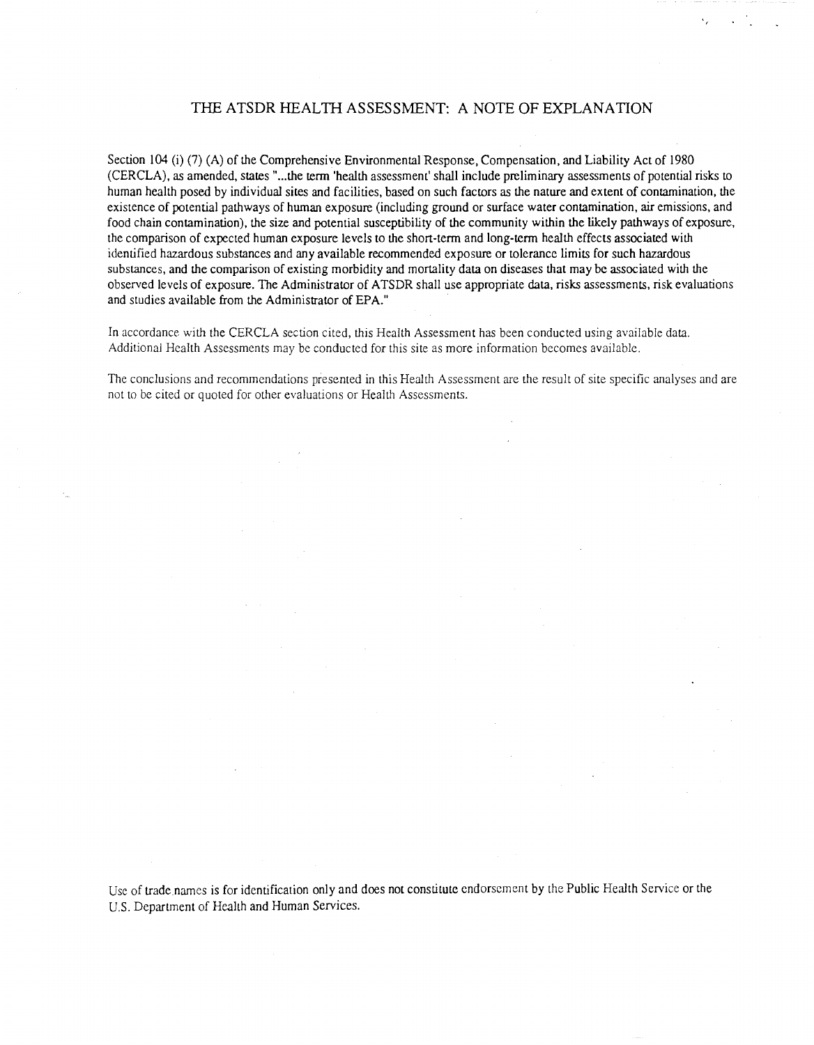# THE ATSDR HEALTH ASSESSMENT: A NOTE OF EXPLANATION

Section 104 (i) (7) (A) of the Comprehensive Environmental Response, Compensation, and Liability Act of 1980 (CERCLA), as amended, states "...the term 'health assessment' shall include preliminary assessments of potential risks to human health posed by individual sites and facilities, based on such factors as the nature and extent of contamination, the existence of potential pathways of human exposure (including ground or surface water contamination, air emissions, and food chain contamination), the size and potential susceptibility of the community within the likely pathways of exposure, the comparison of expected human exposure levels to the short-term and long-term health effects associated with identified hazardous substances and any available recommended exposure or tolerance limits for such hazardous substances, and the comparison of existing morbidity and mortality data on diseases that may be associated with the observed levels of exposure. The Administrator of ATSDR shall use appropriate data, risks assessments, risk evaluations and studies available from the Administrator of EPA."

In accordance with the CERCLA section cited, this Health Assessment has been conducted using available data. Additional Health Assessments may be conducted for this site as more information becomes available.

The conclusions and recommendations presented in this Health Assessment are the result of site specific analyses and are not to be cited or quoted for other evaluations or Health Assessments.

Use of trade names is for identification only and does not constitute endorsement by the Public Health Service or the U.S. Department of Health and Human Services.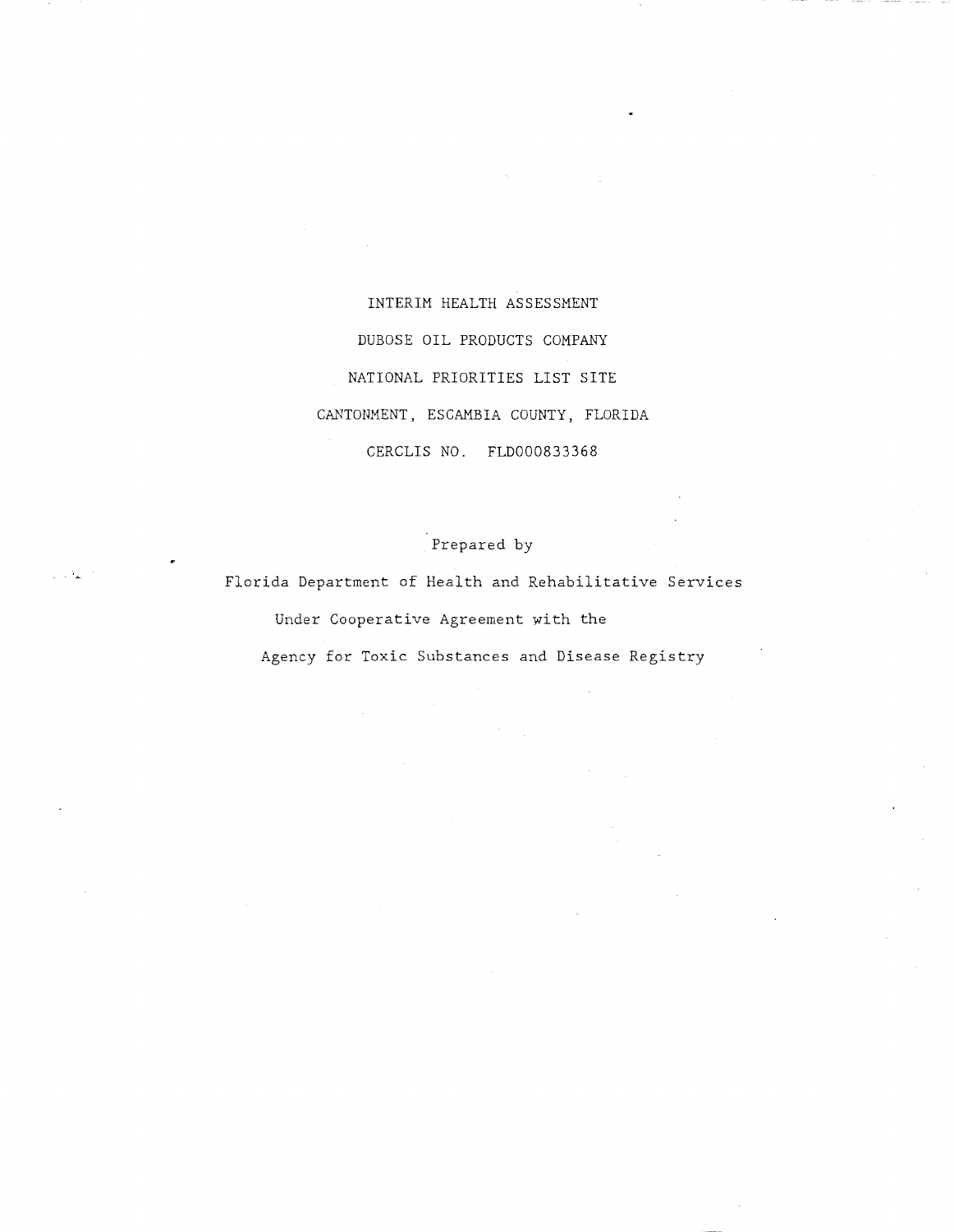INTERIM HEALTH ASSESSMENT

DUBOSE OIL PRODUCTS COMPANY

NATIONAL PRIORITIES LIST SITE

CANTONMENT, ESCAMBIA COUNTY, FLORIDA

CERCLIS NO. FLD000833368

Prepared by

Florida Department of Health and Rehabilitative Services

Under Cooperative Agreement with the

Agency for Toxic Substances and Disease Registry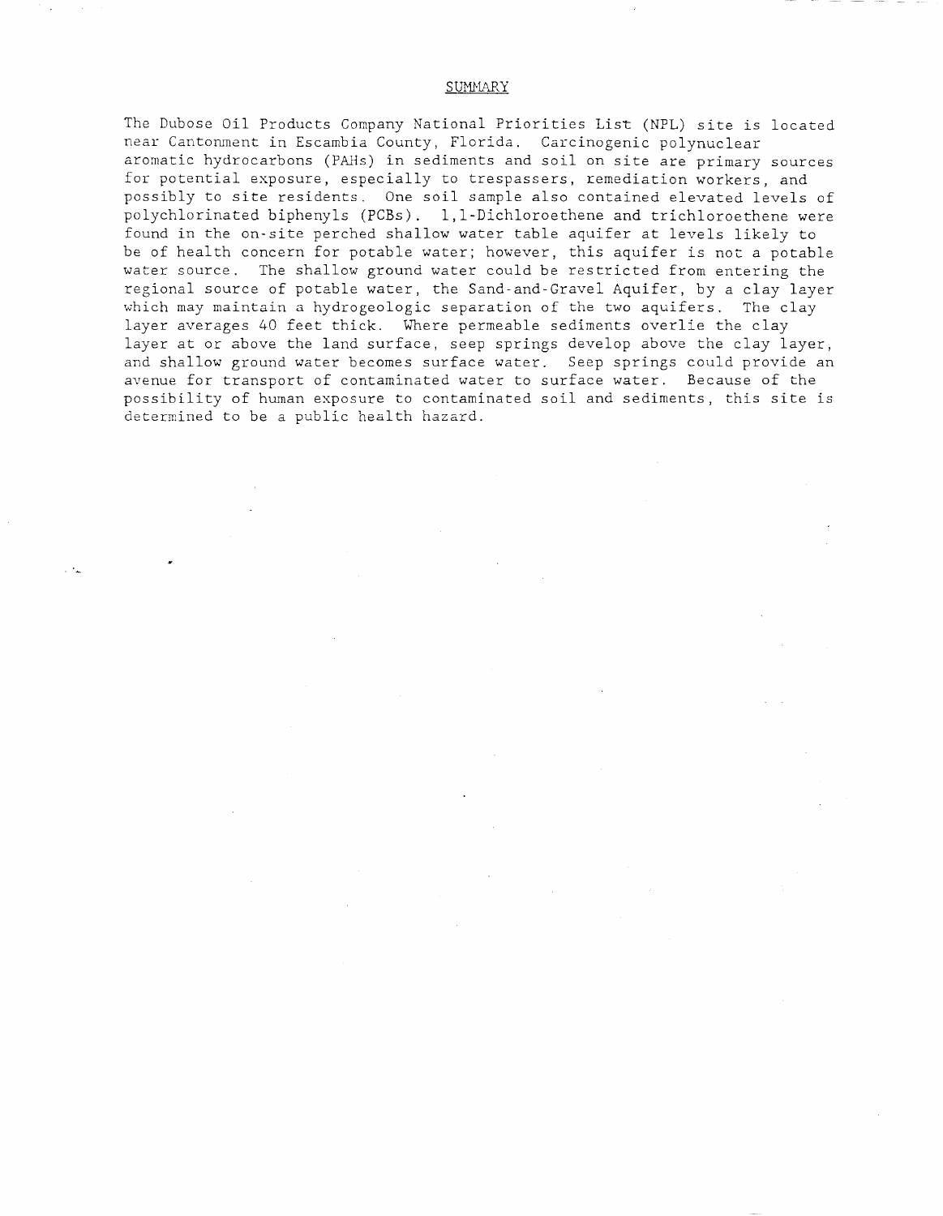## SUMMARY

The Dubose Oil Products Company National Priorities List (NPL) site is located near Cantonment in Escambia County, Florida. Carcinogenic polynuclear aromatic hydrocarbons (PAHs) in sediments and soil on site are primary sources for potential exposure, especially to trespassers, remediation workers, and possibly to site residents. One soil sample also contained elevated levels of polychlorinated biphenyls (PCBs). 1,1-Dichloroethene and trichloroethene were found in the on-site perched shallow water table aquifer at levels likely to be of health concern for potable water; however, this aquifer is not a potable water source. The shallow ground water could be restricted from entering the regional source of potable water, the Sand-and-Gravel Aquifer, by a clay layer which may maintain a hydrogeologic separation of the two aquifers. The clay layer averages 40 feet thick. Where permeable sediments overlie the clay layer at or above the land surface, seep springs develop above the clay layer, and shallow ground water becomes surface water. Seep springs could provide an avenue for transport of contaminated water to surface water. Because of the possibility of human exposure to contaminated soil and sediments, this site is determined to be a public health hazard.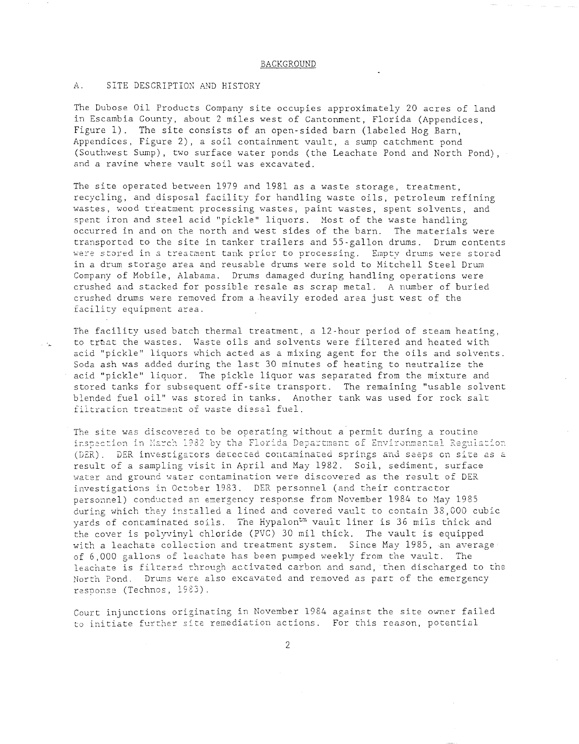## BACKGROUND

### A. SITE DESCRIPTION AND HISTORY

The Dubose Oil Products Company site occupies approximately 20 acres of land in Escambia County, about 2 miles west of Cantonment, Florida (Appendices, Figure 1). The site consists of an open-sided barn (labeled Hog Barn, Appendices, Figure 2), a soil containment vault, a sump catchment pond (Southwest Sump), two surface water ponds (the Leachate Pond and North Pond), and a ravine where vault soil was excavated.

The site operated between 1979 and 1981 as a waste storage, treatment, recycling, and disposal facility for handling waste oils, petroleum refining wastes, wood treatment processing wastes, paint wastes, spent solvents, and spent iron and steel acid "pickle" liquors. Most of the waste handling occurred in and on the north and west sides of the barn. The materials were transported to the site in tanker trailers and 55-gallon drums. Drum contents were stored in a treatment tank prior to processing. Empty drums were stored in a drum storage area and reusable drums were sold to Mitchell Steel Drum Company of Mobile, Alabama. Drums damaged during handling operations were crushed and stacked for possible resale as scrap metal. A number of buried crushed drums were removed from a heavily eroded area just west of the facility equipment area.

The facility used batch thermal treatment, a 12-hour period of steam heating, to treat the wastes. Waste oils and solvents were filtered and heated with acid "pickle" liquors which acted as a mixing agent for the oils and solvents. Soda ash was added during the last 30 minutes of heating to neutralize the acid "pickle" liquor. The pickle liquor was separated from the mixture and stored tanks for subsequent off-site transport. The remaining "usable solvent blended fuel oil" was stored in tanks. Another tank was used for rock salt filtration treatment of waste diesel fuel.

The site was discovered to be operating without a permit during a routine inspection in March 1982 by the Florida Department of Environmental Regulation (DER). DER investigators detected contaminated springs and seeps on site as a result of a sampling visit in April and May 1982. Soil, sediment, surface water and ground water contamination were discovered as the result of DER investigations in October 1983. DER personnel (and their contractor personnel) conducted an emergency response from November 1984 to May 1985 during which they installed a lined and covered vault to contain 38,000 cubic yards of contaminated soils. The Hypalon™ vault liner is 36 mils thick and the cover is polyvinyl chloride (PVC) 30 mil thick. The vault is equipped with a leachate collection and treatment system. Since May 1985, an average of 6,000 gallons of leachate has been pumped weekly from the vault. The leachate is filtered through activated carbon and sand, then discharged to the North Pond. Drums were also excavated and removed as part of the emergency response (Technos, 1983).

Court injunctions originating in November 1984 against the site owner failed to initiate further site remediation actions. For this reason, potential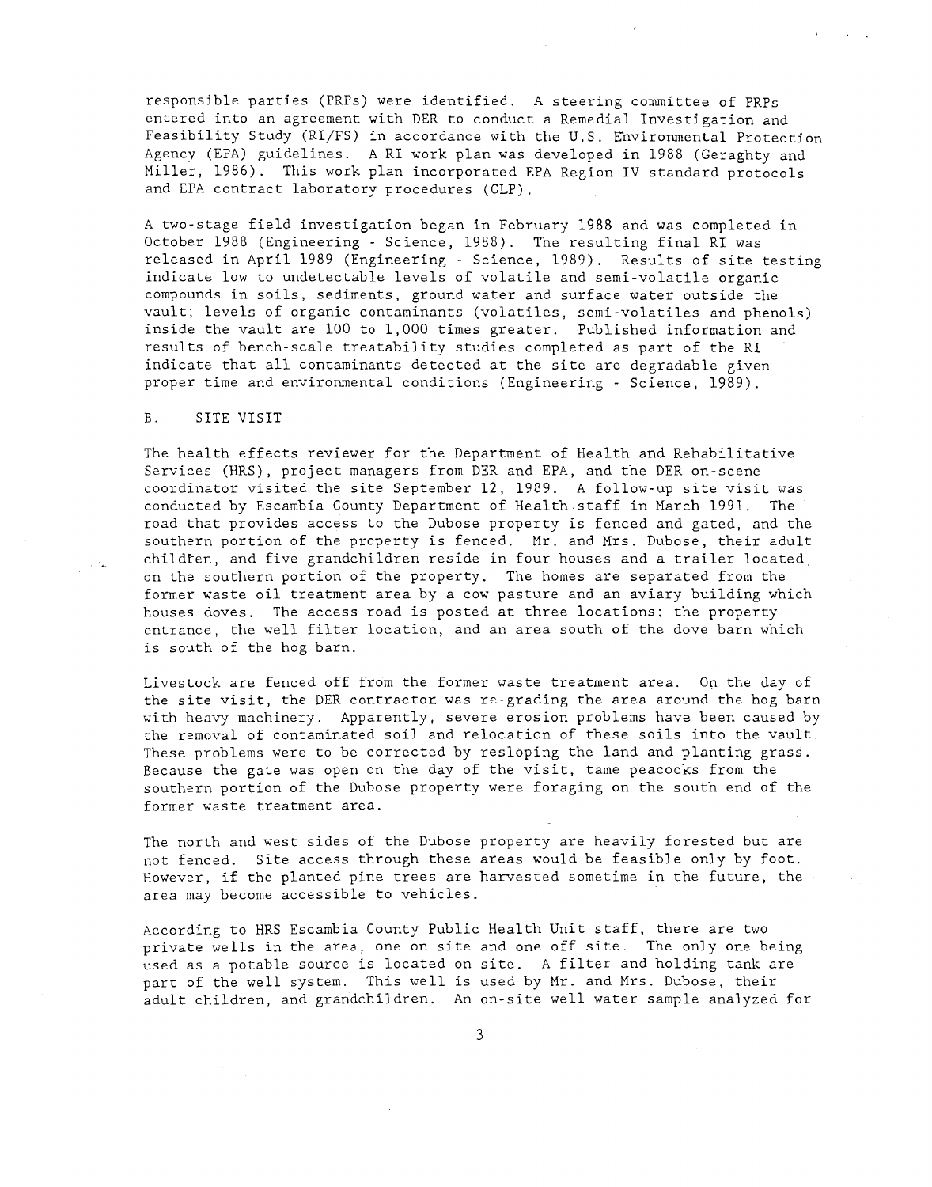responsible parties (PRPs) were identified. A steering committee of PRPs entered into an agreement with DER to conduct a Remedial Investigation and Feasibility Study (RI/FS) in accordance with the U.S. Environmental Protection Agency (EPA) guidelines. A RI work plan was developed in 1988 (Geraghty and Miller, 1986). This work plan incorporated EPA Region IV standard protocols and EPA contract laboratory procedures (CLP).

A two-stage field investigation began in February 1988 and was completed in October 1988 (Engineering - Science, 1988). The resulting final RI was released in April 1989 (Engineering - Science, 1989). Results of site testing indicate low to undetectable levels of volatile and semi-volatile organic compounds in soils, sediments, ground water and surface water outside the vault; levels of organic contaminants (volatiles, semi-volatiles and phenols) inside the vault are 100 to 1,000 times greater. Published information and results of bench-scale treatability studies completed as part of the RI indicate that all contaminants detected at the site are degradable given proper time and environmental conditions (Engineering - Science, 1989).

## B. SITE VISIT

The health effects reviewer for the Department of Health and Rehabilitative Services (HRS), project managers from DER and EPA, and the DER on-scene coordinator visited the site September 12, 1989. A follow-up site visit was conducted by Escambia County Department of Health staff in March 1991. The road that provides access to the Dubose property is fenced and gated, and the southern portion of the property is fenced. Mr. and Mrs. Dubose, their adult children, and five grandchildren reside in four houses and a trailer located on the southern portion of the property. The homes are separated from the former waste oil treatment area by a cow pasture and an aviary building which houses doves. The access road is posted at three locations: the property entrance, the well filter location, and an area south of the dove barn which is south of the hog barn.

Livestock are fenced off from the former waste treatment area. On the day of the site visit, the DER contractor was re-grading the area around the hog barn with heavy machinery. Apparently, severe erosion problems have been caused by the removal of contaminated soil and relocation of these soils into the vault. These problems were to be corrected by resloping the land and planting grass. Because the gate was open on the day of the visit, tame peacocks from the southern portion of the Dubose property were foraging on the south end of the former waste treatment area.

The north and west sides of the Dubose property are heavily forested but are not fenced. Site access through these areas would be feasible only by foot. However, if the planted pine trees are harvested sometime in the future, the area may become accessible to vehicles.

According to HRS Escambia County Public Health Unit staff, there are two private wells in the area, one on site and one off site. The only one being used as a potable source is located on site. A filter and holding tank are part of the well system. This well is used by Mr. and Mrs. Dubose, their adult children, and grandchildren. An on-site well water sample analyzed for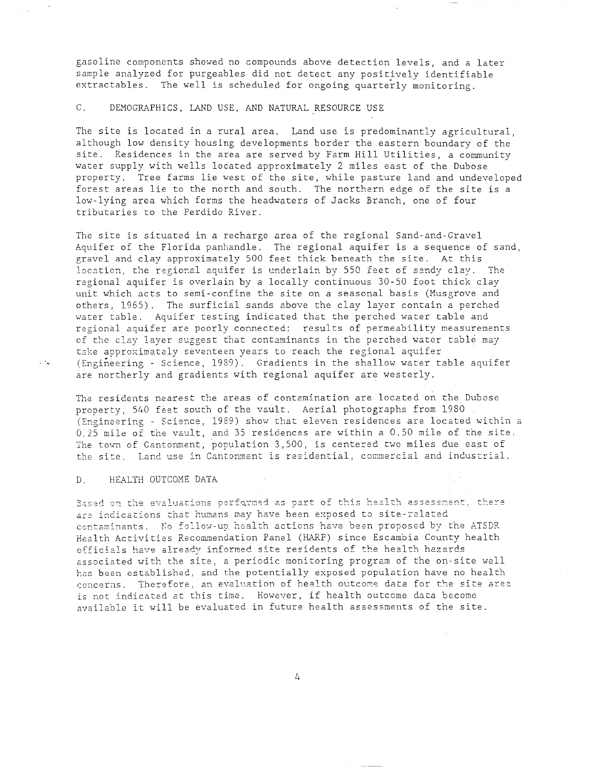gasoline components showed no compounds above detection levels, and a later sample analyzed for purgeables did not detect any positively identifiable extractables. The well is scheduled for ongoing quarterly monitoring.

## C. DEMOGRAPHICS, LAND USE, AND NATURAL RESOURCE USE

The site is located in a rural area. Land use is predominantly agricultural, although low density housing developments border the eastern boundary of the site. Residences in the area are served by Farm Hill Utilities, a community water supply with wells located approximately 2 miles east of the Dubose property. Tree farms lie west of the site, while pasture land and undeveloped forest areas lie to the north and south. The northern edge of the site is a low-lying area which forms the headwaters of Jacks Branch, one of four tributaries to the Perdido River.

The site is situated in a recharge area of the regional Sand-and-Gravel Aquifer of the Florida panhandle. The regional aquifer is a sequence of sand, gravel and clay approximately 500 feet thick beneath the site. At this location, the regional aquifer is underlain by 550 feet of sandy clay. The regional aquifer is overlain by a locally continuous 30-50 foot thick clay unit which acts to semi-confine the site on a seasonal basis (Musgrove and others, 1965). The surficial sands above the clay layer contain a perched water table. Aquifer testing indicated that the perched water table and regional aquifer are poorly connected: results of permeability measurements of the clay layer suggest that contaminants in the perched water table may take approximately seventeen years to reach the regional aquifer (Engineering - Science, 1989). Gradients in the shallow water table aquifer are northerly and gradients with regional aquifer are westerly.

The residents nearest the areas of contamination are located on the Dubose property, 540 feet south of the vault. Aerial photographs from 1980 (Engineering - Science, 1989) show that eleven residences are located within a 0.25 mile of the vault, and 35 residences are within a 0.50 mile of the site. The town of Cantonment, population 3,500, is centered two miles due east of the site. Land use in Cantonment is residential, commercial and industrial.

## D. HEALTH OUTCOME DATA

Based on the evaluations performed as part of this health assessment, there are indications that humans may have been exposed to site-related contaminants. No follow-up health actions have been proposed by the ATSDR Health Activities Recommendation Panel (HARP) since Escambia County health officials have already informed site residents of the health hazards associated with the site, a periodic monitoring program of the on-site well has been established, and the potentially exposed population have no health concerns. Therefore, an evaluation of health outcome data for the site area is not indicated at this time. However, if health outcome data become available it will be evaluated in future health assessments of the site.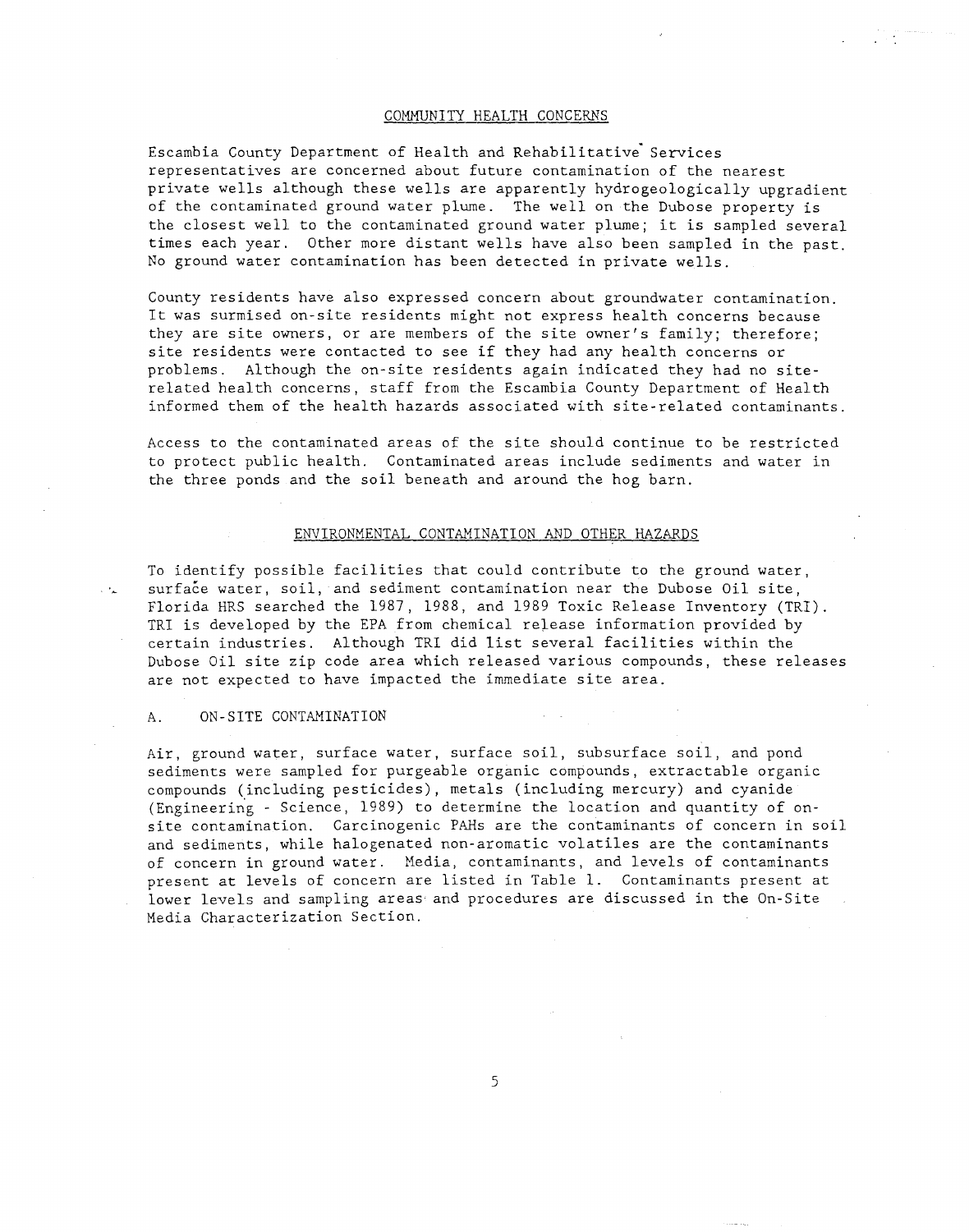## COMMUNITY HEALTH CONCERNS

Escambia County Department of Health and Rehabilitative Services representatives are concerned about future contamination of the nearest private wells although these wells are apparently hydrogeologically upgradient of the contaminated ground water plume. The well on the Dubose property is the closest well to the contaminated ground water plume; it is sampled several times each year. Other more distant wells have also been sampled in the past. No ground water contamination has been detected in private wells.

County residents have also expressed concern about groundwater contamination. It was surmised on-site residents might not express health concerns because they are site owners, or are members of the site owner's family; therefore; site residents were contacted to see if they had any health concerns or problems. Although the on-site residents again indicated they had no site-related health concerns, staff from the Escambia County Department of Health informed them of the health hazards associated with site-related contaminants.

Access to the contaminated areas of the site should continue to be restricted to protect public health. Contaminated areas include sediments and water in the three ponds and the soil beneath and around the hog barn.

## ENVIRONMENTAL CONTAMINATION AND OTHER HAZARDS

To identify possible facilities that could contribute to the ground water, surface water, soil, and sediment contamination near the Dubose Oil site, Florida HRS searched the 1987, 1988, and 1989 Toxic Release Inventory (TRI). TRI is developed by the EPA from chemical release information provided by certain industries. Although TRI did list several facilities within the Dubose Oil site zip code area which released various compounds, these releases are not expected to have impacted the immediate site area.

### A. ON-SITE CONTAMINATION

Air, ground water, surface water, surface soil, subsurface soil, and pond sediments were sampled for purgeable organic compounds, extractable organic compounds (including pesticides), metals (including mercury) and cyanide (Engineering - Science, 1989) to determine the location and quantity of on-site contamination. Carcinogenic PAHs are the contaminants of concern in soil and sediments, while halogenated non-aromatic volatiles are the contaminants of concern in ground water. Media, contaminants, and levels of contaminants present at levels of concern are listed in Table 1. Contaminants present at lower levels and sampling areas and procedures are discussed in the On-Site Media Characterization Section.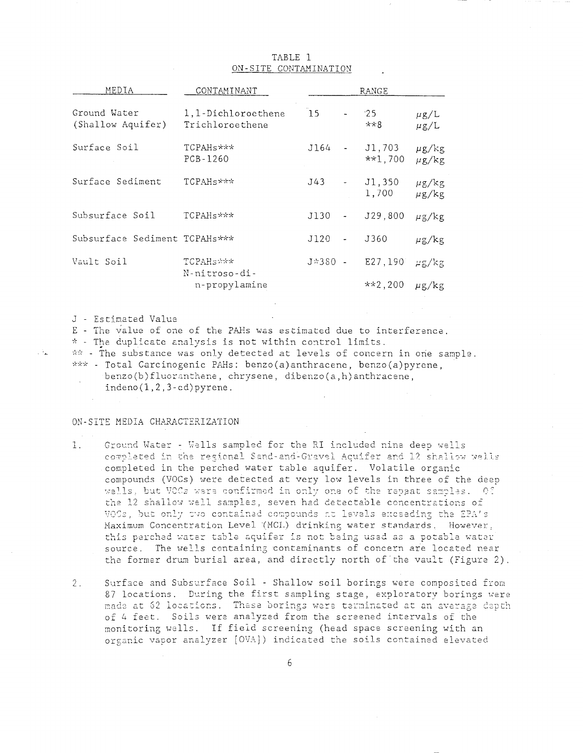TABLE 1
ON-SITE CONTAMINATION

| MEDIA | CONTAMINANT | RANGE | | | |
|---|---|---|---|---|---|
| Ground Water (Shallow Aquifer) | 1,1-Dichloroethene | 15 | - | 25 | μg/L |
| | Trichloroethene | | | **8 | μg/L |
| Surface Soil | TCPAHs*** | J164 | - | J1,703 | μg/kg |
| | PCB-1260 | | | **1,700 | μg/kg |
| Surface Sediment | TCPAHs*** | J43 | - | J1,350 | μg/kg |
| | | | | 1,700 | μg/kg |
| Subsurface Soil | TCPAHs*** | J130 | - | J29,800 | μg/kg |
| Subsurface Sediment | TCPAHs*** | J120 | - | J360 | μg/kg |
| Vault Soil | TCPAHs*** | J*380 | - | E27,190 | μg/kg |
| | N-nitroso-di-n-propylamine | | | **2,200 | μg/kg |

J - Estimated Value
E - The value of one of the PAHs was estimated due to interference.
\* - The duplicate analysis is not within control limits.
\** - The substance was only detected at levels of concern in one sample.
\*** - Total Carcinogenic PAHs: benzo(a)anthracene, benzo(a)pyrene, benzo(b)fluoranthene, chrysene, dibenzo(a,h)anthracene, indeno(1,2,3-cd)pyrene.

## ON-SITE MEDIA CHARACTERIZATION

1. Ground Water - Wells sampled for the RI included nine deep wells completed in the regional Sand-and-Gravel Aquifer and 12 shallow wells completed in the perched water table aquifer. Volatile organic compounds (VOCs) were detected at very low levels in three of the deep wells, but VOCs were confirmed in only one of the repeat samples. Of the 12 shallow well samples, seven had detectable concentrations of VOCs, but only two contained compounds at levels exceeding the EPA's Maximum Concentration Level (MCL) drinking water standards. However, this perched water table aquifer is not being used as a potable water source. The wells containing contaminants of concern are located near the former drum burial area, and directly north of the vault (Figure 2).

2. Surface and Subsurface Soil - Shallow soil borings were composited from 87 locations. During the first sampling stage, exploratory borings were made at 62 locations. These borings were terminated at an average depth of 4 feet. Soils were analyzed from the screened intervals of the monitoring wells. If field screening (head space screening with an organic vapor analyzer [OVA]) indicated the soils contained elevated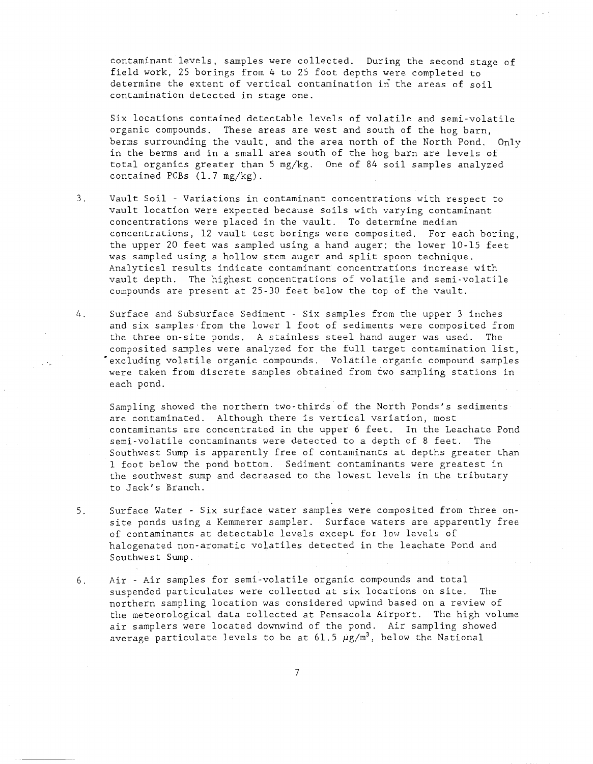contaminant levels, samples were collected. During the second stage of field work, 25 borings from 4 to 25 foot depths were completed to determine the extent of vertical contamination in the areas of soil contamination detected in stage one.

Six locations contained detectable levels of volatile and semi-volatile organic compounds. These areas are west and south of the hog barn, berms surrounding the vault, and the area north of the North Pond. Only in the berms and in a small area south of the hog barn are levels of total organics greater than 5 mg/kg. One of 84 soil samples analyzed contained PCBs (1.7 mg/kg).

3. Vault Soil - Variations in contaminant concentrations with respect to vault location were expected because soils with varying contaminant concentrations were placed in the vault. To determine median concentrations, 12 vault test borings were composited. For each boring, the upper 20 feet was sampled using a hand auger; the lower 10-15 feet was sampled using a hollow stem auger and split spoon technique. Analytical results indicate contaminant concentrations increase with vault depth. The highest concentrations of volatile and semi-volatile compounds are present at 25-30 feet below the top of the vault.

4. Surface and Subsurface Sediment - Six samples from the upper 3 inches and six samples from the lower 1 foot of sediments were composited from the three on-site ponds. A stainless steel hand auger was used. The composited samples were analyzed for the full target contamination list, excluding volatile organic compounds. Volatile organic compound samples were taken from discrete samples obtained from two sampling stations in each pond.

   Sampling showed the northern two-thirds of the North Ponds's sediments are contaminated. Although there is vertical variation, most contaminants are concentrated in the upper 6 feet. In the Leachate Pond semi-volatile contaminants were detected to a depth of 8 feet. The Southwest Sump is apparently free of contaminants at depths greater than 1 foot below the pond bottom. Sediment contaminants were greatest in the southwest sump and decreased to the lowest levels in the tributary to Jack's Branch.

5. Surface Water - Six surface water samples were composited from three on-site ponds using a Kemmerer sampler. Surface waters are apparently free of contaminants at detectable levels except for low levels of halogenated non-aromatic volatiles detected in the leachate Pond and Southwest Sump.

6. Air - Air samples for semi-volatile organic compounds and total suspended particulates were collected at six locations on site. The northern sampling location was considered upwind based on a review of the meteorological data collected at Pensacola Airport. The high volume air samplers were located downwind of the pond. Air sampling showed average particulate levels to be at 61.5 $\mu g/m^3$, below the National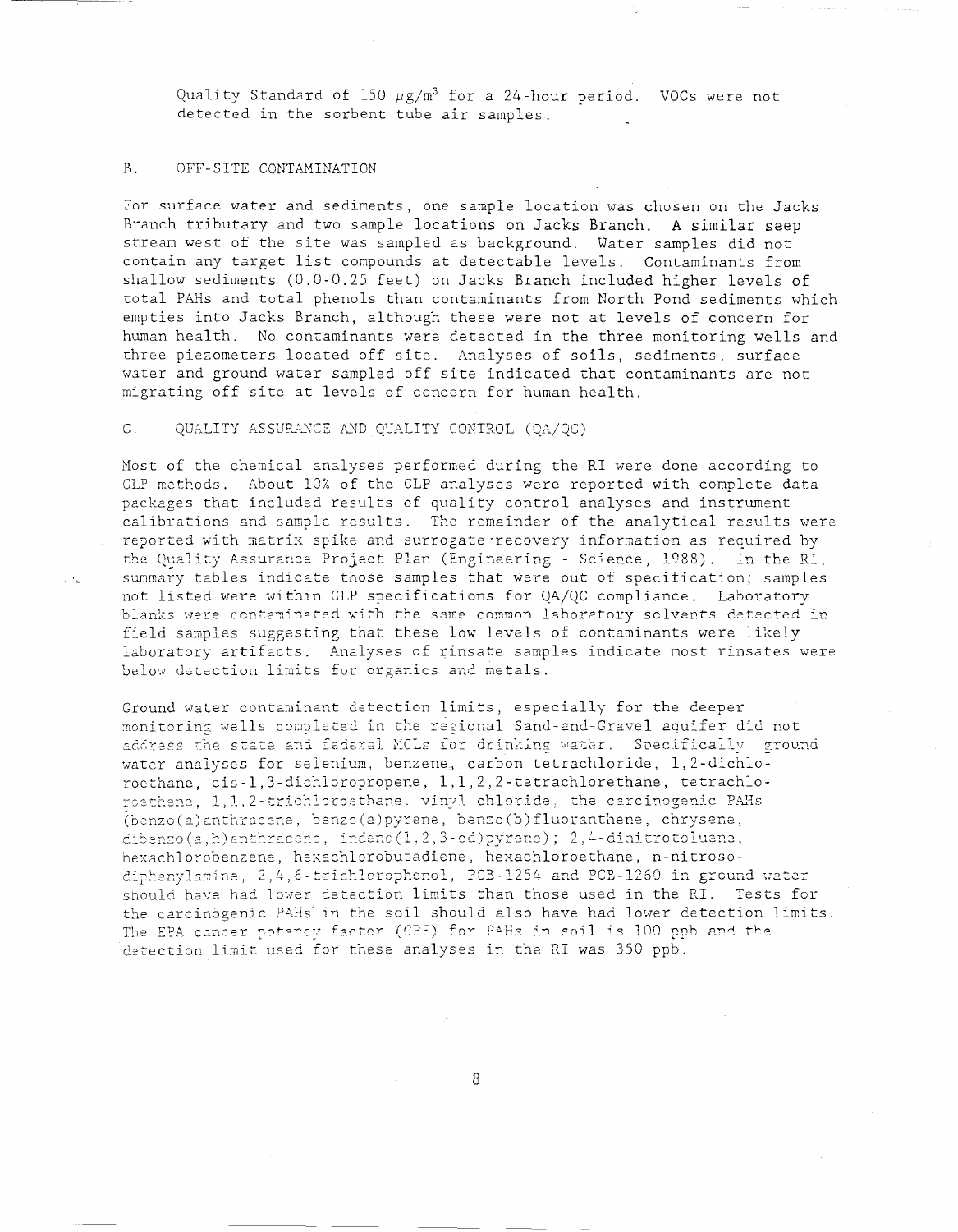Quality Standard of 150 $\mu g/m^3$ for a 24-hour period. VOCs were not detected in the sorbent tube air samples.

## B. OFF-SITE CONTAMINATION

For surface water and sediments, one sample location was chosen on the Jacks Branch tributary and two sample locations on Jacks Branch. A similar seep stream west of the site was sampled as background. Water samples did not contain any target list compounds at detectable levels. Contaminants from shallow sediments (0.0-0.25 feet) on Jacks Branch included higher levels of total PAHs and total phenols than contaminants from North Pond sediments which empties into Jacks Branch, although these were not at levels of concern for human health. No contaminants were detected in the three monitoring wells and three piezometers located off site. Analyses of soils, sediments, surface water and ground water sampled off site indicated that contaminants are not migrating off site at levels of concern for human health.

## C. QUALITY ASSURANCE AND QUALITY CONTROL (QA/QC)

Most of the chemical analyses performed during the RI were done according to CLP methods. About 10% of the CLP analyses were reported with complete data packages that included results of quality control analyses and instrument calibrations and sample results. The remainder of the analytical results were reported with matrix spike and surrogate recovery information as required by the Quality Assurance Project Plan (Engineering - Science, 1988). In the RI, summary tables indicate those samples that were out of specification; samples not listed were within CLP specifications for QA/QC compliance. Laboratory blanks were contaminated with the same common laboratory solvents detected in field samples suggesting that these low levels of contaminants were likely laboratory artifacts. Analyses of rinsate samples indicate most rinsates were below detection limits for organics and metals.

Ground water contaminant detection limits, especially for the deeper monitoring wells completed in the regional Sand-and-Gravel aquifer did not address the state and federal MCLs for drinking water. Specifically, ground water analyses for selenium, benzene, carbon tetrachloride, 1,2-dichloroethane, cis-1,3-dichloropropene, 1,1,2,2-tetrachlorethane, tetrachloroethene, 1,1,2-trichloroethane, vinyl chloride, the carcinogenic PAHs (benzo(a)anthracene, benzo(a)pyrene, benzo(b)fluoranthene, chrysene, dibenzo(a,h)anthracene, indeno(1,2,3-cd)pyrene); 2,4-dinitrotoluene, hexachlorobenzene, hexachlorobutadiene, hexachloroethane, n-nitrosodiphenylamine, 2,4,6-trichlorophenol, PCB-1254 and PCB-1260 in ground water should have had lower detection limits than those used in the RI. Tests for the carcinogenic PAHs in the soil should also have had lower detection limits. The EPA cancer potency factor (CPF) for PAHs in soil is 100 ppb and the detection limit used for these analyses in the RI was 350 ppb.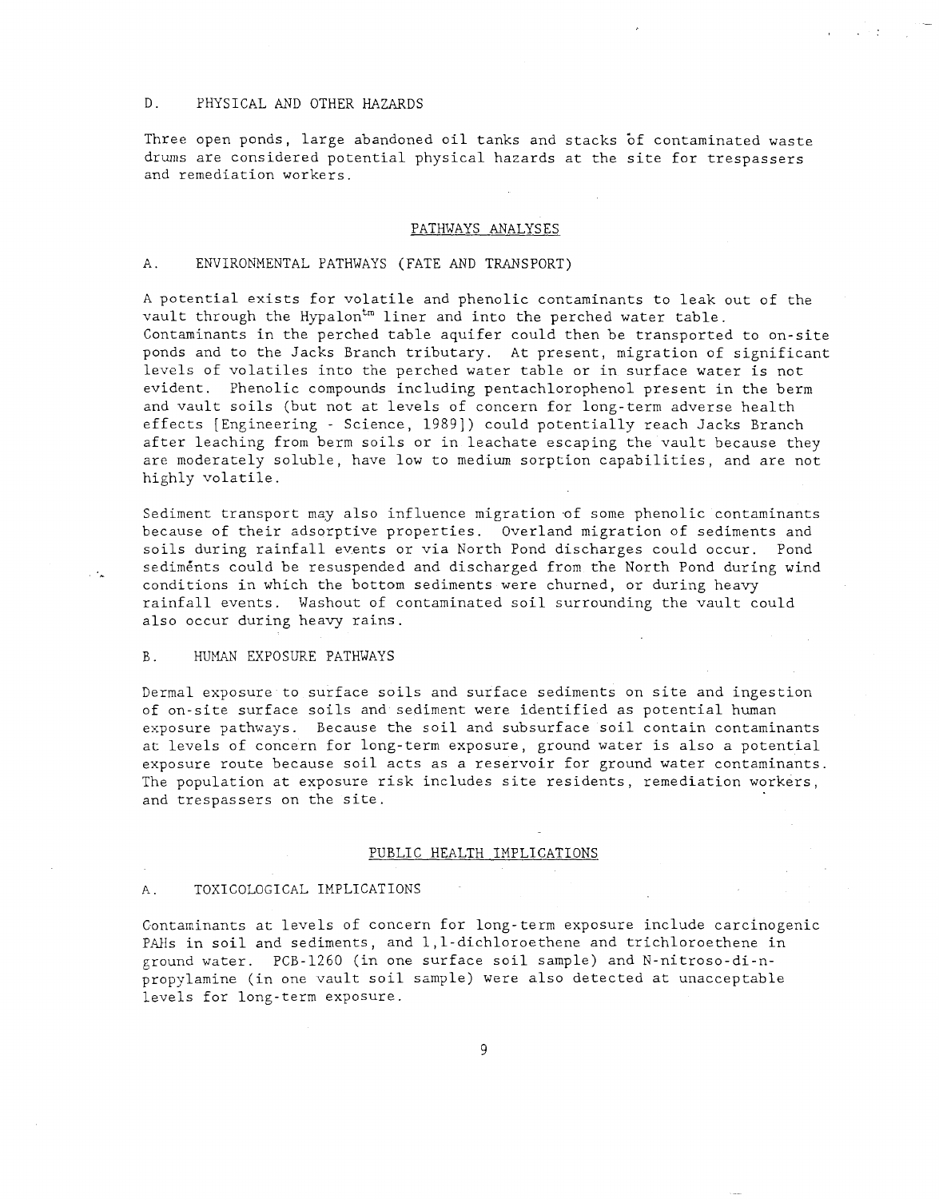### D. PHYSICAL AND OTHER HAZARDS

Three open ponds, large abandoned oil tanks and stacks of contaminated waste drums are considered potential physical hazards at the site for trespassers and remediation workers.

## PATHWAYS ANALYSES

### A. ENVIRONMENTAL PATHWAYS (FATE AND TRANSPORT)

A potential exists for volatile and phenolic contaminants to leak out of the vault through the Hypalon™ liner and into the perched water table. Contaminants in the perched table aquifer could then be transported to on-site ponds and to the Jacks Branch tributary. At present, migration of significant levels of volatiles into the perched water table or in surface water is not evident. Phenolic compounds including pentachlorophenol present in the berm and vault soils (but not at levels of concern for long-term adverse health effects [Engineering - Science, 1989]) could potentially reach Jacks Branch after leaching from berm soils or in leachate escaping the vault because they are moderately soluble, have low to medium sorption capabilities, and are not highly volatile.

Sediment transport may also influence migration of some phenolic contaminants because of their adsorptive properties. Overland migration of sediments and soils during rainfall events or via North Pond discharges could occur. Pond sediments could be resuspended and discharged from the North Pond during wind conditions in which the bottom sediments were churned, or during heavy rainfall events. Washout of contaminated soil surrounding the vault could also occur during heavy rains.

### B. HUMAN EXPOSURE PATHWAYS

Dermal exposure to surface soils and surface sediments on site and ingestion of on-site surface soils and sediment were identified as potential human exposure pathways. Because the soil and subsurface soil contain contaminants at levels of concern for long-term exposure, ground water is also a potential exposure route because soil acts as a reservoir for ground water contaminants. The population at exposure risk includes site residents, remediation workers, and trespassers on the site.

## PUBLIC HEALTH IMPLICATIONS

### A. TOXICOLOGICAL IMPLICATIONS

Contaminants at levels of concern for long-term exposure include carcinogenic PAHs in soil and sediments, and 1,1-dichloroethene and trichloroethene in ground water. PCB-1260 (in one surface soil sample) and N-nitroso-di-n-propylamine (in one vault soil sample) were also detected at unacceptable levels for long-term exposure.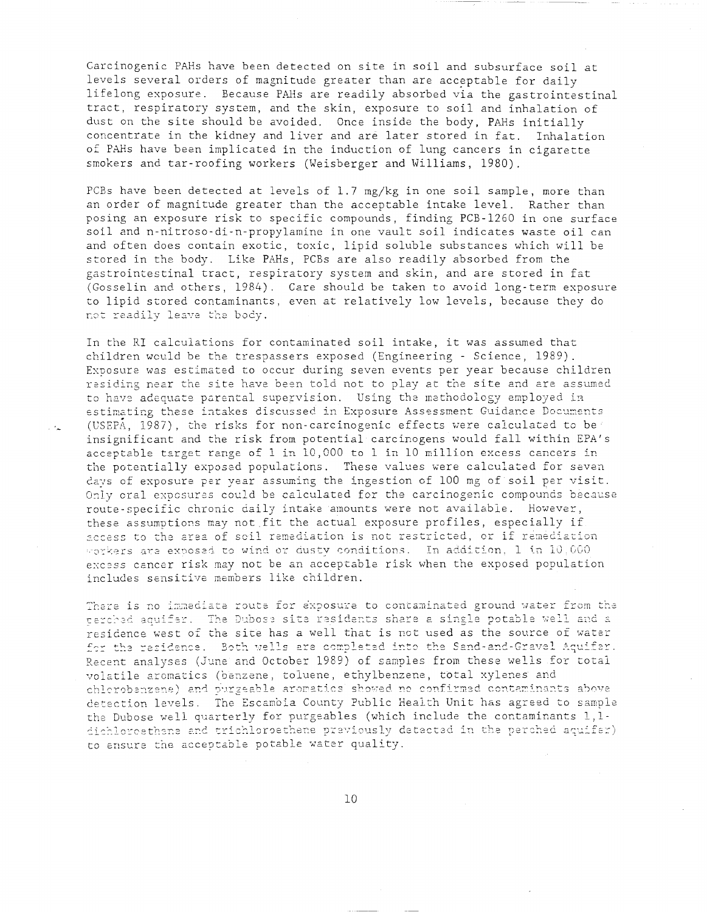Carcinogenic PAHs have been detected on site in soil and subsurface soil at levels several orders of magnitude greater than are acceptable for daily lifelong exposure. Because PAHs are readily absorbed via the gastrointestinal tract, respiratory system, and the skin, exposure to soil and inhalation of dust on the site should be avoided. Once inside the body, PAHs initially concentrate in the kidney and liver and are later stored in fat. Inhalation of PAHs have been implicated in the induction of lung cancers in cigarette smokers and tar-roofing workers (Weisberger and Williams, 1980).

PCBs have been detected at levels of 1.7 mg/kg in one soil sample, more than an order of magnitude greater than the acceptable intake level. Rather than posing an exposure risk to specific compounds, finding PCB-1260 in one surface soil and n-nitroso-di-n-propylamine in one vault soil indicates waste oil can and often does contain exotic, toxic, lipid soluble substances which will be stored in the body. Like PAHs, PCBs are also readily absorbed from the gastrointestinal tract, respiratory system and skin, and are stored in fat (Gosselin and others, 1984). Care should be taken to avoid long-term exposure to lipid stored contaminants, even at relatively low levels, because they do not readily leave the body.

In the RI calculations for contaminated soil intake, it was assumed that children would be the trespassers exposed (Engineering - Science, 1989). Exposure was estimated to occur during seven events per year because children residing near the site have been told not to play at the site and are assumed to have adequate parental supervision. Using the methodology employed in estimating these intakes discussed in Exposure Assessment Guidance Documents (USEPA, 1987), the risks for non-carcinogenic effects were calculated to be insignificant and the risk from potential carcinogens would fall within EPA's acceptable target range of 1 in 10,000 to 1 in 10 million excess cancers in the potentially exposed populations. These values were calculated for seven days of exposure per year assuming the ingestion of 100 mg of soil per visit. Only oral exposures could be calculated for the carcinogenic compounds because route-specific chronic daily intake amounts were not available. However, these assumptions may not fit the actual exposure profiles, especially if access to the area of soil remediation is not restricted, or if remediation workers are exposed to wind or dusty conditions. In addition, 1 in 10,000 excess cancer risk may not be an acceptable risk when the exposed population includes sensitive members like children.

There is no immediate route for exposure to contaminated ground water from the perched aquifer. The Dubose site residents share a single potable well and a residence west of the site has a well that is not used as the source of water for the residence. Both wells are completed into the Sand-and-Gravel Aquifer. Recent analyses (June and October 1989) of samples from these wells for total volatile aromatics (benzene, toluene, ethylbenzene, total xylenes and chlorobenzene) and purgeable aromatics showed no confirmed contaminants above detection levels. The Escambia County Public Health Unit has agreed to sample the Dubose well quarterly for purgeables (which include the contaminants 1,1-dichloroethene and trichloroethene previously detected in the perched aquifer) to ensure the acceptable potable water quality.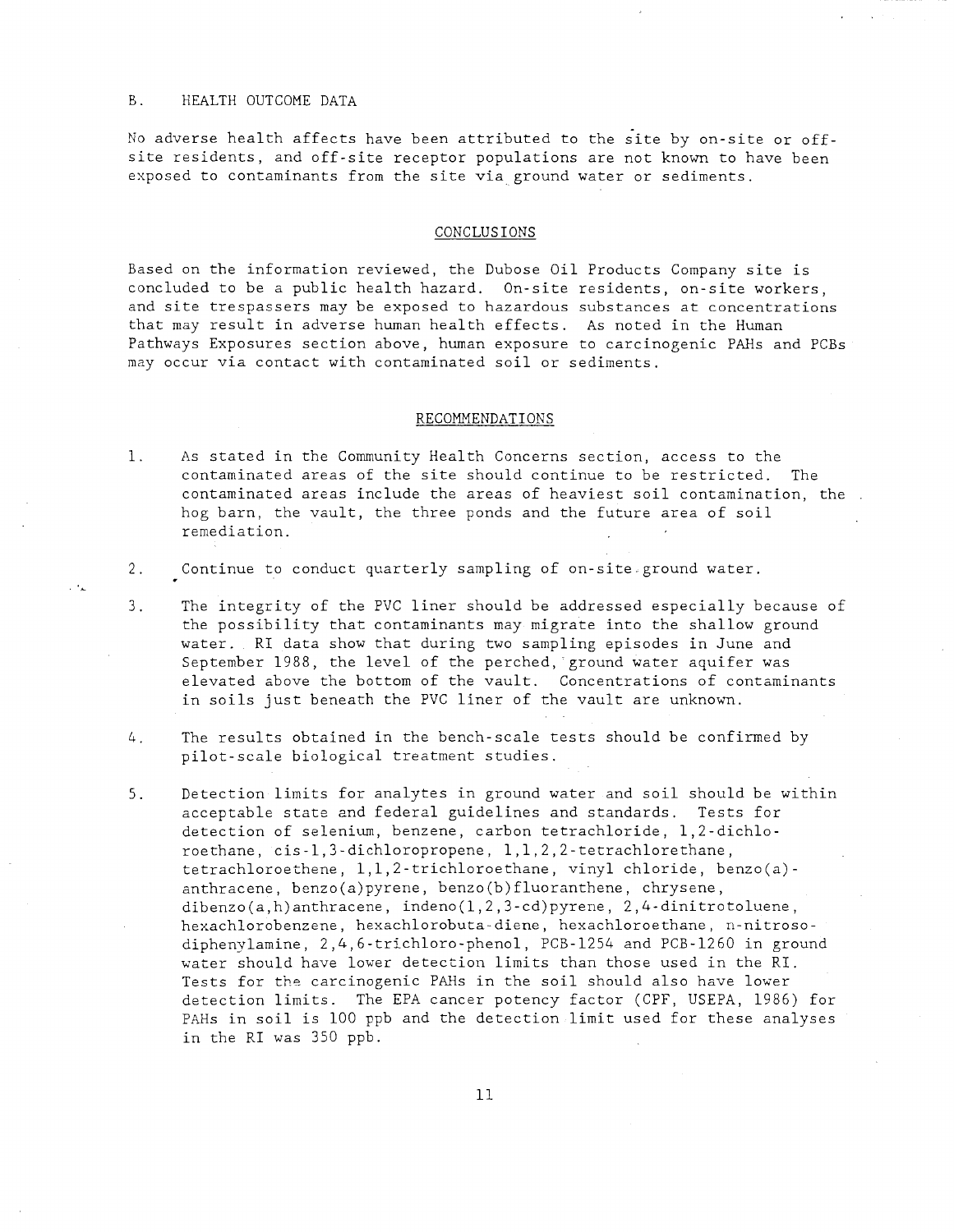## B. HEALTH OUTCOME DATA

No adverse health affects have been attributed to the site by on-site or off-site residents, and off-site receptor populations are not known to have been exposed to contaminants from the site via ground water or sediments.

## CONCLUSIONS

Based on the information reviewed, the Dubose Oil Products Company site is concluded to be a public health hazard. On-site residents, on-site workers, and site trespassers may be exposed to hazardous substances at concentrations that may result in adverse human health effects. As noted in the Human Pathways Exposures section above, human exposure to carcinogenic PAHs and PCBs may occur via contact with contaminated soil or sediments.

## RECOMMENDATIONS

1. As stated in the Community Health Concerns section, access to the contaminated areas of the site should continue to be restricted. The contaminated areas include the areas of heaviest soil contamination, the hog barn, the vault, the three ponds and the future area of soil remediation.

2. Continue to conduct quarterly sampling of on-site ground water.

3. The integrity of the PVC liner should be addressed especially because of the possibility that contaminants may migrate into the shallow ground water. RI data show that during two sampling episodes in June and September 1988, the level of the perched, ground water aquifer was elevated above the bottom of the vault. Concentrations of contaminants in soils just beneath the PVC liner of the vault are unknown.

4. The results obtained in the bench-scale tests should be confirmed by pilot-scale biological treatment studies.

5. Detection limits for analytes in ground water and soil should be within acceptable state and federal guidelines and standards. Tests for detection of selenium, benzene, carbon tetrachloride, 1,2-dichloroethane, cis-1,3-dichloropropene, 1,1,2,2-tetrachlorethane, tetrachloroethene, 1,1,2-trichloroethane, vinyl chloride, benzo(a)-anthracene, benzo(a)pyrene, benzo(b)fluoranthene, chrysene, dibenzo(a,h)anthracene, indeno(1,2,3-cd)pyrene, 2,4-dinitrotoluene, hexachlorobenzene, hexachlorobuta-diene, hexachloroethane, n-nitroso-diphenylamine, 2,4,6-trichloro-phenol, PCB-1254 and PCB-1260 in ground water should have lower detection limits than those used in the RI. Tests for the carcinogenic PAHs in the soil should also have lower detection limits. The EPA cancer potency factor (CPF, USEPA, 1986) for PAHs in soil is 100 ppb and the detection limit used for these analyses in the RI was 350 ppb.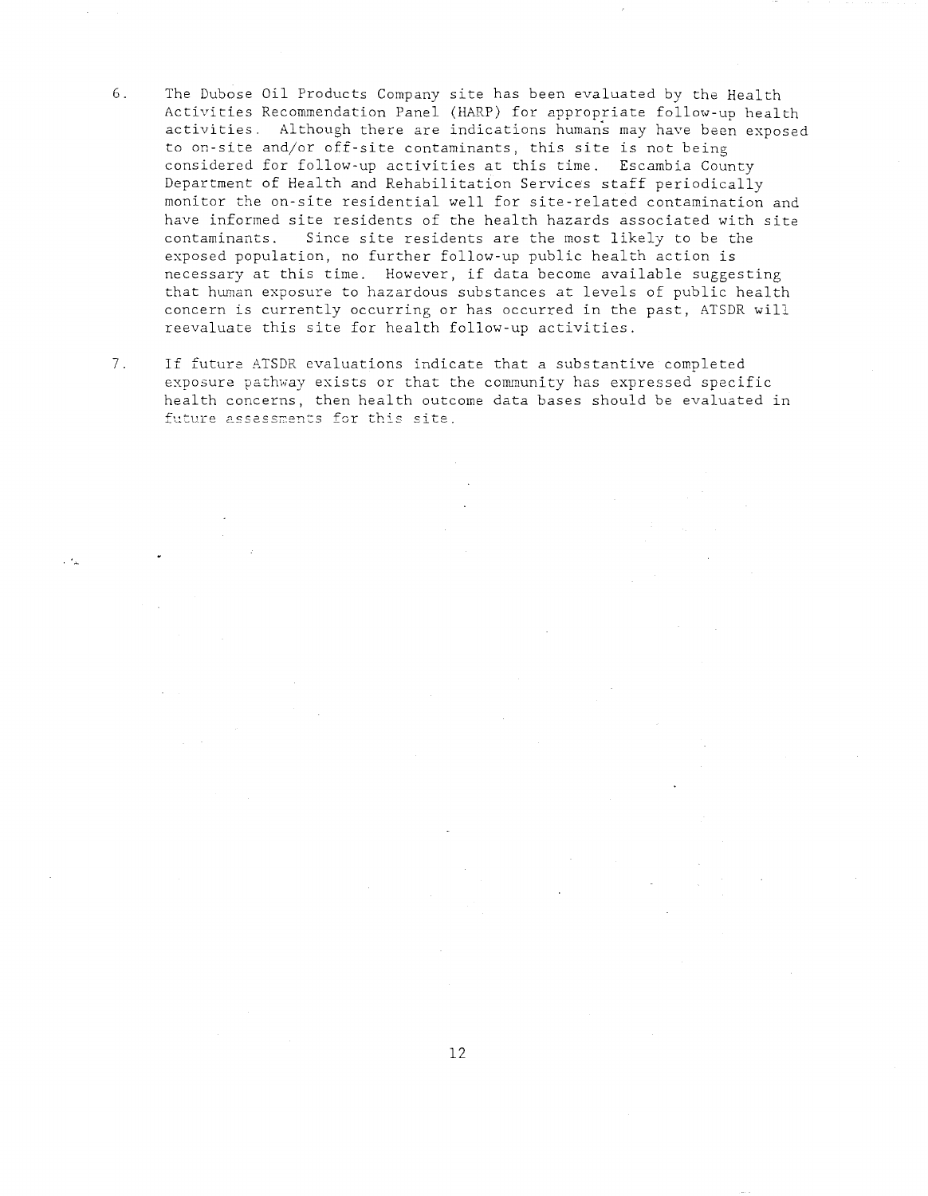6. The Dubose Oil Products Company site has been evaluated by the Health Activities Recommendation Panel (HARP) for appropriate follow-up health activities. Although there are indications humans may have been exposed to on-site and/or off-site contaminants, this site is not being considered for follow-up activities at this time. Escambia County Department of Health and Rehabilitation Services staff periodically monitor the on-site residential well for site-related contamination and have informed site residents of the health hazards associated with site contaminants. Since site residents are the most likely to be the exposed population, no further follow-up public health action is necessary at this time. However, if data become available suggesting that human exposure to hazardous substances at levels of public health concern is currently occurring or has occurred in the past, ATSDR will reevaluate this site for health follow-up activities.

7. If future ATSDR evaluations indicate that a substantive completed exposure pathway exists or that the community has expressed specific health concerns, then health outcome data bases should be evaluated in future assessments for this site.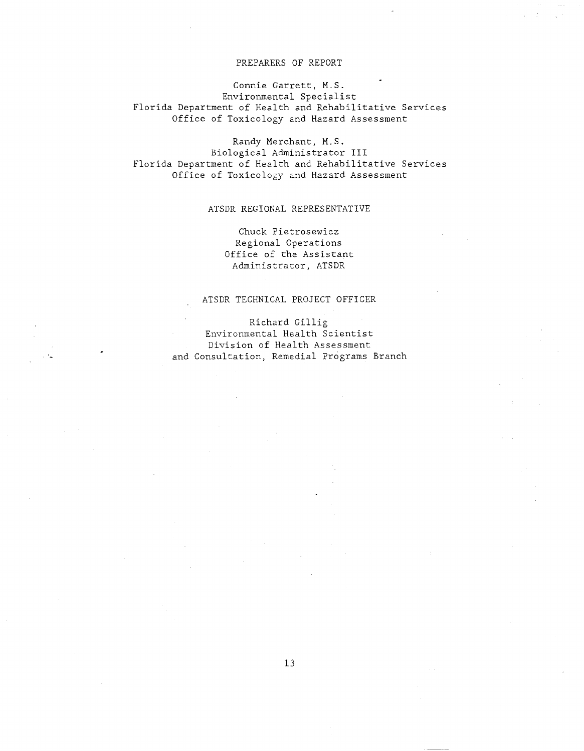## PREPARERS OF REPORT

Connie Garrett, M.S.
Environmental Specialist
Florida Department of Health and Rehabilitative Services
Office of Toxicology and Hazard Assessment

Randy Merchant, M.S.
Biological Administrator III
Florida Department of Health and Rehabilitative Services
Office of Toxicology and Hazard Assessment

## ATSDR REGIONAL REPRESENTATIVE

Chuck Pietrosewicz
Regional Operations
Office of the Assistant
Administrator, ATSDR

## ATSDR TECHNICAL PROJECT OFFICER

Richard Gillig
Environmental Health Scientist
Division of Health Assessment
and Consultation, Remedial Programs Branch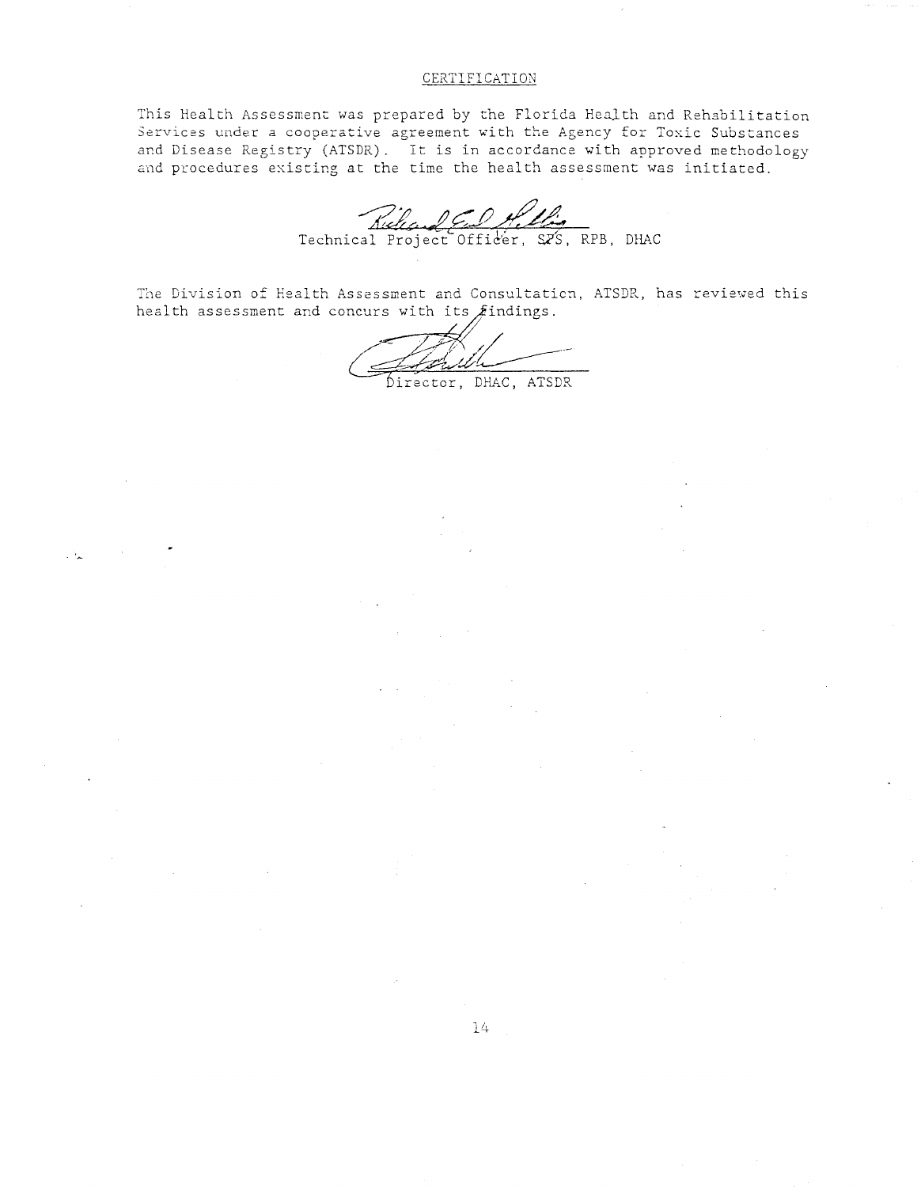## CERTIFICATION

This Health Assessment was prepared by the Florida Health and Rehabilitation Services under a cooperative agreement with the Agency for Toxic Substances and Disease Registry (ATSDR). It is in accordance with approved methodology and procedures existing at the time the health assessment was initiated.

Technical Project Officer, SPS, RPB, DHAC

The Division of Health Assessment and Consultation, ATSDR, has reviewed this health assessment and concurs with its findings.

Director, DHAC, ATSDR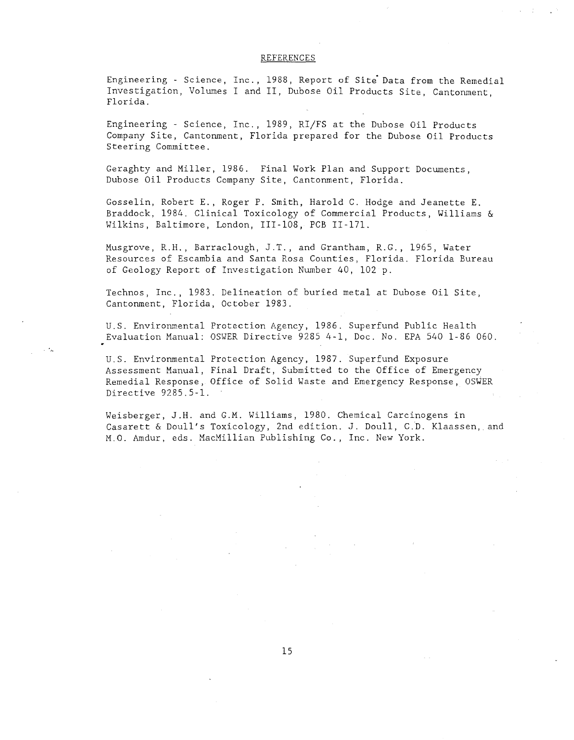## REFERENCES

Engineering - Science, Inc., 1988, Report of Site Data from the Remedial Investigation, Volumes I and II, Dubose Oil Products Site, Cantonment, Florida.

Engineering - Science, Inc., 1989, RI/FS at the Dubose Oil Products Company Site, Cantonment, Florida prepared for the Dubose Oil Products Steering Committee.

Geraghty and Miller, 1986. Final Work Plan and Support Documents, Dubose Oil Products Company Site, Cantonment, Florida.

Gosselin, Robert E., Roger P. Smith, Harold C. Hodge and Jeanette E. Braddock, 1984. Clinical Toxicology of Commercial Products, Williams & Wilkins, Baltimore, London, III-108, PCB II-171.

Musgrove, R.H., Barraclough, J.T., and Grantham, R.G., 1965, Water Resources of Escambia and Santa Rosa Counties, Florida. Florida Bureau of Geology Report of Investigation Number 40, 102 p.

Technos, Inc., 1983. Delineation of buried metal at Dubose Oil Site, Cantonment, Florida, October 1983.

U.S. Environmental Protection Agency, 1986. Superfund Public Health Evaluation Manual: OSWER Directive 9285 4-1, Doc. No. EPA 540 1-86 060.

U.S. Environmental Protection Agency, 1987. Superfund Exposure Assessment Manual, Final Draft, Submitted to the Office of Emergency Remedial Response, Office of Solid Waste and Emergency Response, OSWER Directive 9285.5-1.

Weisberger, J.H. and G.M. Williams, 1980. Chemical Carcinogens in Casarett & Doull's Toxicology, 2nd edition. J. Doull, C.D. Klaassen, and M.O. Amdur, eds. MacMillian Publishing Co., Inc. New York.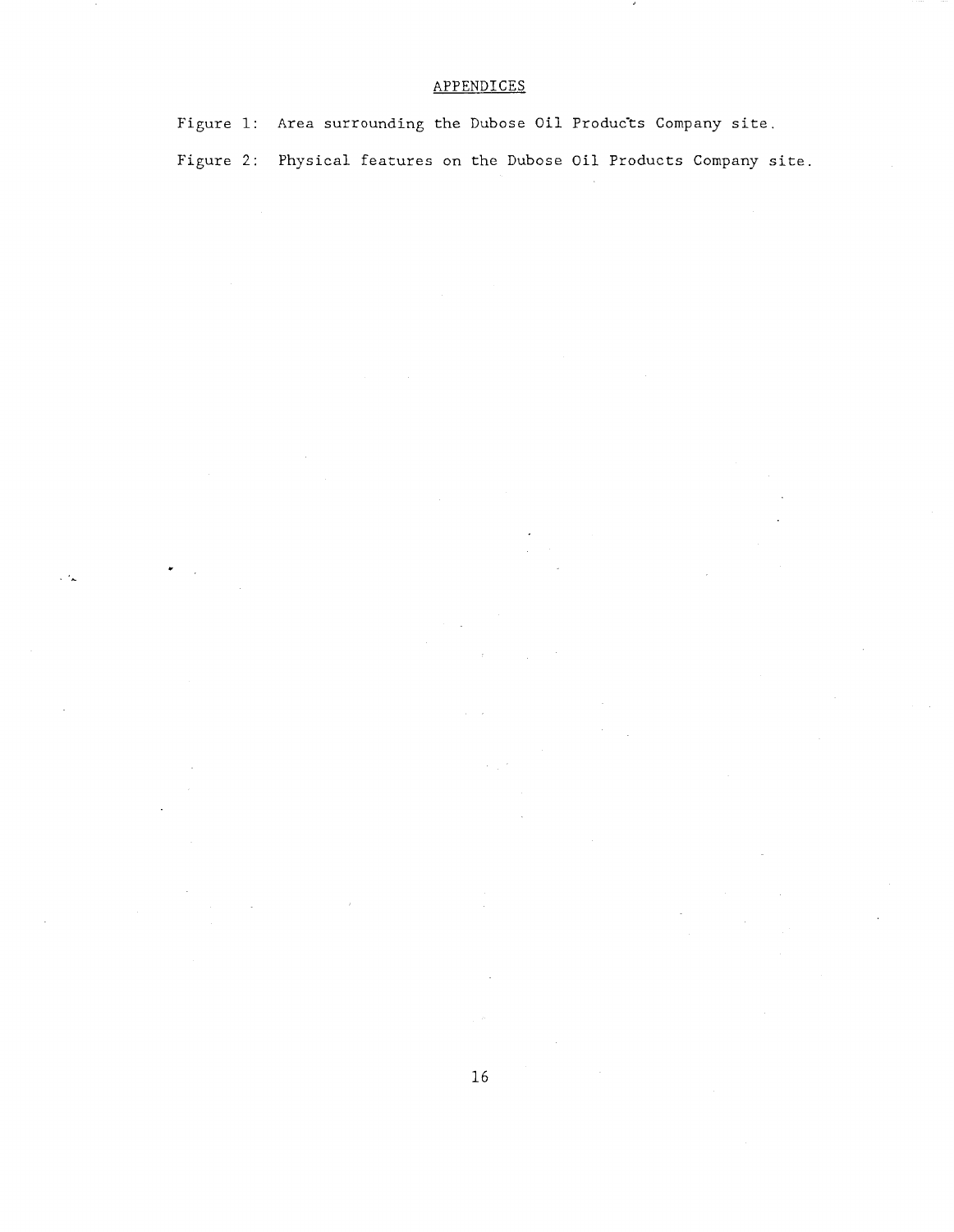## APPENDICES

Figure 1: Area surrounding the Dubose Oil Products Company site.

Figure 2: Physical features on the Dubose Oil Products Company site.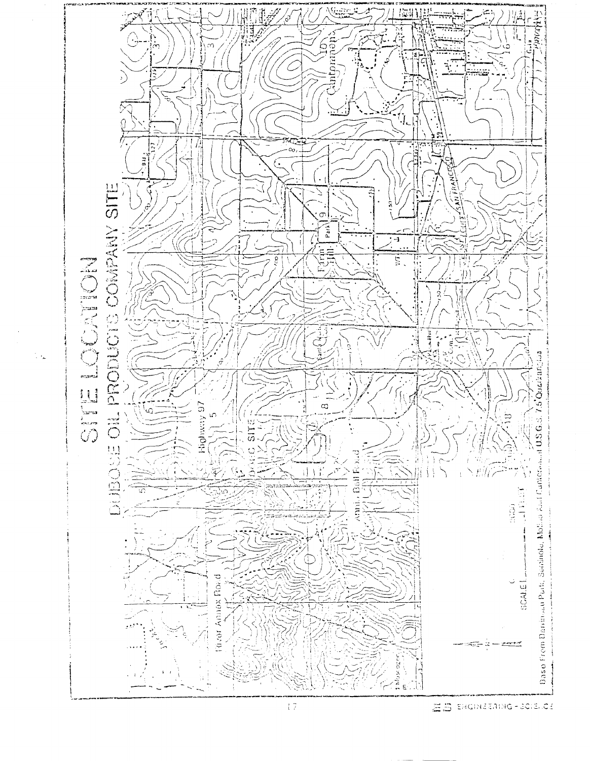# SITE LOCATION

## DUBOSE OIL PRODUCTS COMPANY SITE

Highway 97

DOPC SITE

River Annex Road

Ann. Ball Road

Farm Hill

Cantonment

SCALE

Base From Dardanelle Park, Seminole, Molino And Cantonment U.S.G.S. 7.5' Quadrangles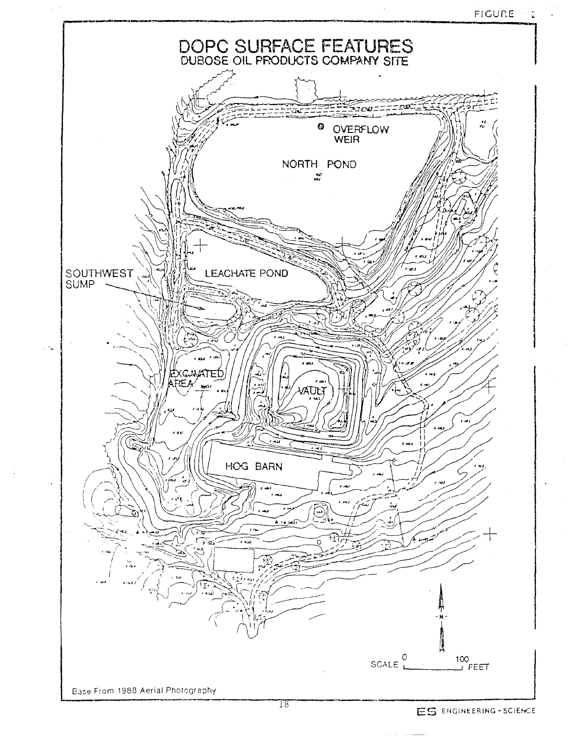FIGURE 1

# DOPC SURFACE FEATURES

## DUBOSE OIL PRODUCTS COMPANY SITE

OVERFLOW WEIR

NORTH POND

LEACHATE POND

SOUTHWEST SUMP

EXCAVATED AREA

VAULT

HOG BARN

SCALE 0 100 FEET

N

Base From 1988 Aerial Photography

ES ENGINEERING - SCIENCE